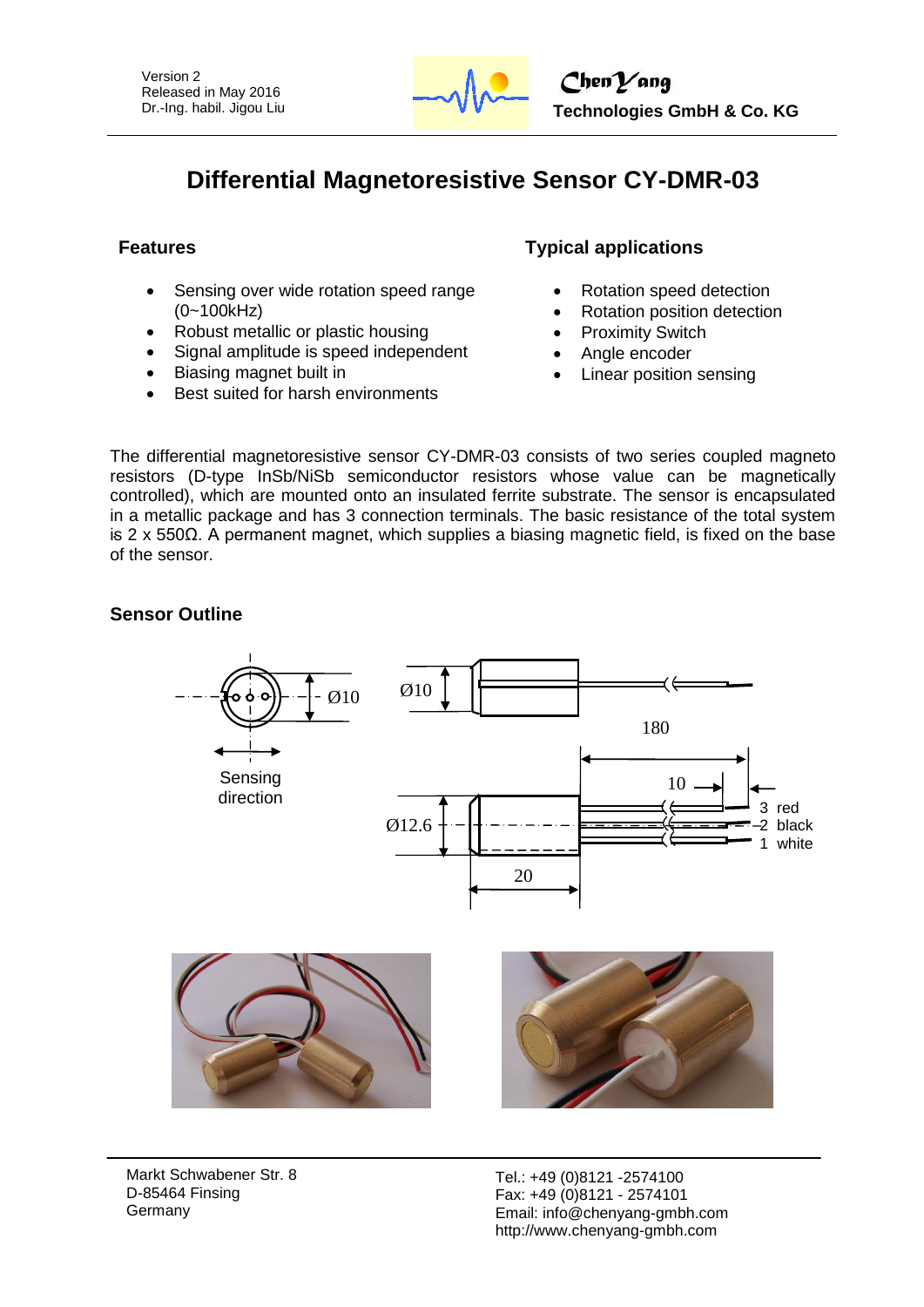Version 2
Released in May 2016
Dr.-Ing. habil. Jigou Liu

**ChenYang Technologies GmbH & Co. KG**

# Differential Magnetoresistive Sensor CY-DMR-03

## Features

- Sensing over wide rotation speed range (0~100kHz)
- Robust metallic or plastic housing
- Signal amplitude is speed independent
- Biasing magnet built in
- Best suited for harsh environments

## Typical applications

- Rotation speed detection
- Rotation position detection
- Proximity Switch
- Angle encoder
- Linear position sensing

The differential magnetoresistive sensor CY-DMR-03 consists of two series coupled magneto resistors (D-type InSb/NiSb semiconductor resistors whose value can be magnetically controlled), which are mounted onto an insulated ferrite substrate. The sensor is encapsulated in a metallic package and has 3 connection terminals. The basic resistance of the total system is 2 x 550Ω. A permanent magnet, which supplies a biasing magnetic field, is fixed on the base of the sensor.

## Sensor Outline

Ø10

Sensing direction

Ø10

180

10

Ø12.6

3 red
2 black
1 white

20

Markt Schwabener Str. 8
D-85464 Finsing
Germany

Tel.: +49 (0)8121 -2574100
Fax: +49 (0)8121 - 2574101
Email: info@chenyang-gmbh.com
http://www.chenyang-gmbh.com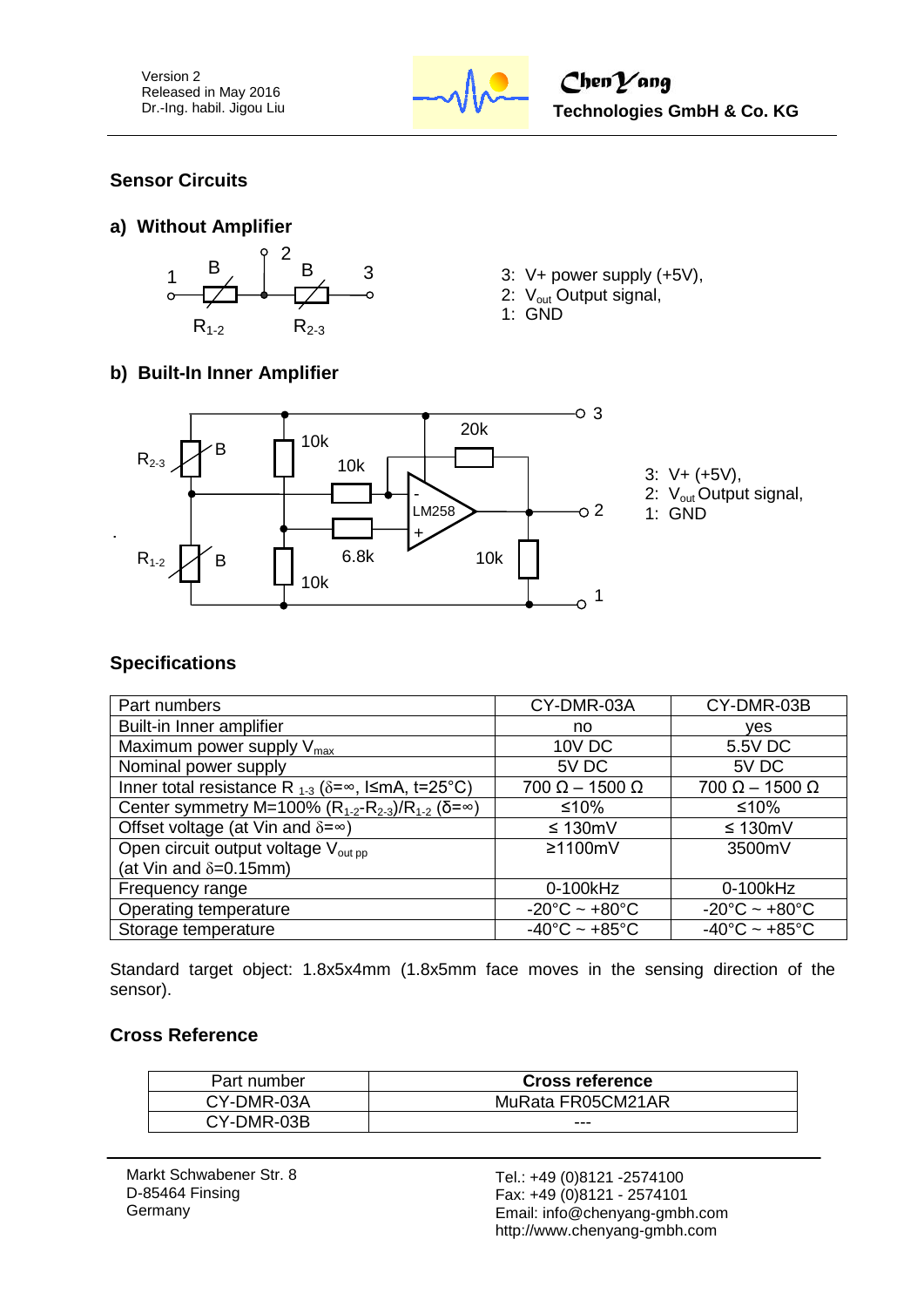## Sensor Circuits

### a) Without Amplifier

3: V+ power supply (+5V),
2: $V_{out}$ Output signal,
1: GND

### b) Built-In Inner Amplifier

3: V+ (+5V),
2: $V_{out}$ Output signal,
1: GND

## Specifications

| Part numbers | CY-DMR-03A | CY-DMR-03B |
|---|---|---|
| Built-in Inner amplifier | no | yes |
| Maximum power supply $V_{max}$ | 10V DC | 5.5V DC |
| Nominal power supply | 5V DC | 5V DC |
| Inner total resistance $R_{1\text{-}3}$ ($\delta=\infty$, I≤mA, t=25°C) | 700 Ω – 1500 Ω | 700 Ω – 1500 Ω |
| Center symmetry M=100% $(R_{1\text{-}2}-R_{2\text{-}3})/R_{1\text{-}2}$ ($\delta=\infty$) | ≤10% | ≤10% |
| Offset voltage (at Vin and $\delta=\infty$) | ≤ 130mV | ≤ 130mV |
| Open circuit output voltage $V_{out\ pp}$ (at Vin and $\delta$=0.15mm) | ≥1100mV | 3500mV |
| Frequency range | 0-100kHz | 0-100kHz |
| Operating temperature | -20°C ~ +80°C | -20°C ~ +80°C |
| Storage temperature | -40°C ~ +85°C | -40°C ~ +85°C |

Standard target object: 1.8x5x4mm (1.8x5mm face moves in the sensing direction of the sensor).

## Cross Reference

| Part number | **Cross reference** |
|---|---|
| CY-DMR-03A | MuRata FR05CM21AR |
| CY-DMR-03B | --- |

Markt Schwabener Str. 8
D-85464 Finsing
Germany

Tel.: +49 (0)8121 -2574100
Fax: +49 (0)8121 - 2574101
Email: info@chenyang-gmbh.com
http://www.chenyang-gmbh.com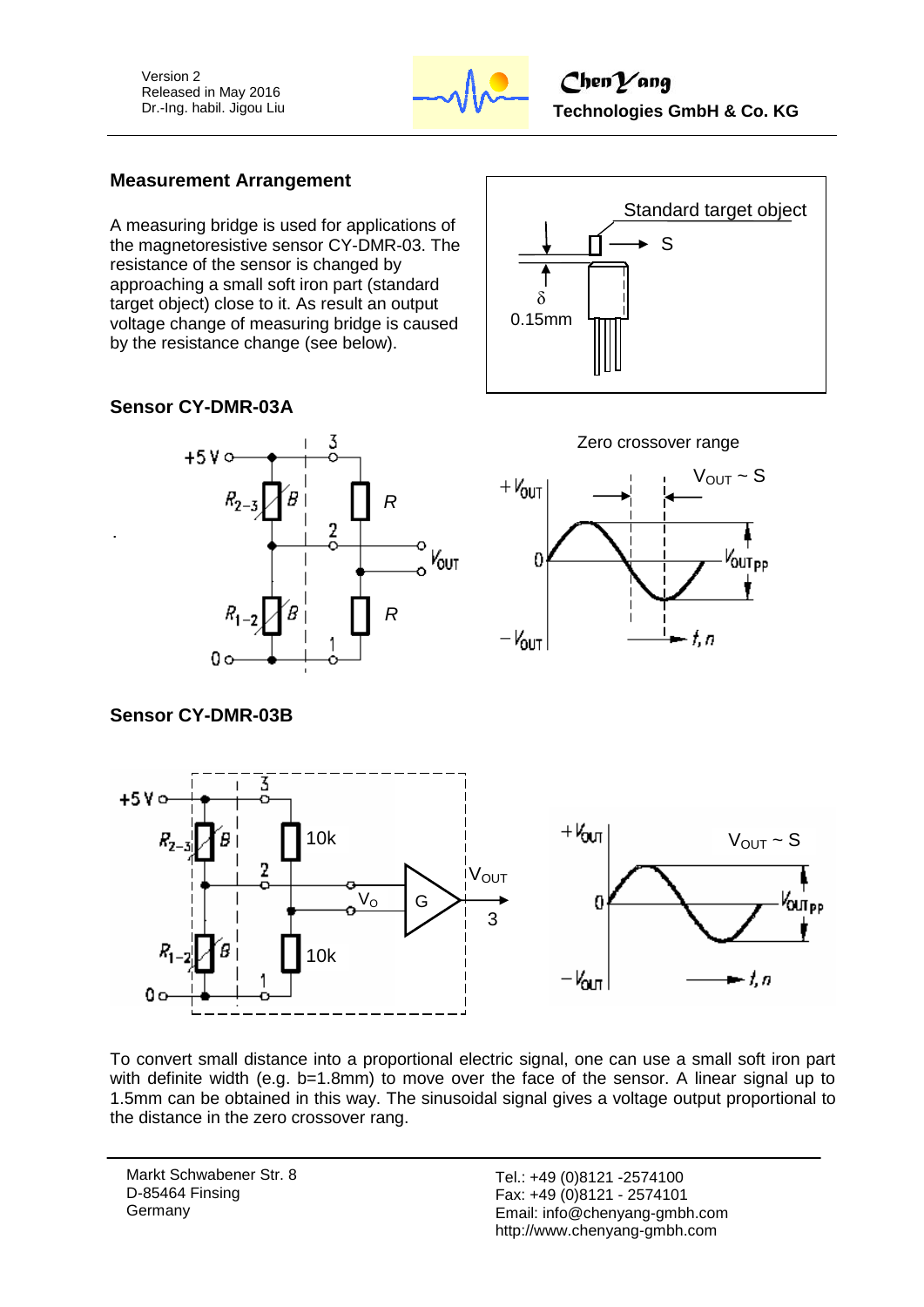## Measurement Arrangement

A measuring bridge is used for applications of the magnetoresistive sensor CY-DMR-03. The resistance of the sensor is changed by approaching a small soft iron part (standard target object) close to it. As result an output voltage change of measuring bridge is caused by the resistance change (see below).

Standard target object

S

δ

0.15mm

## Sensor CY-DMR-03A

+5 V

3

$R_{2-3}$

B

R

2

$V_{OUT}$

$R_{1-2}$

B

R

0

1

Zero crossover range

$+V_{OUT}$

$V_{OUT}$ ~ S

0

$V_{OUT\,pp}$

$-V_{OUT}$

f, n

## Sensor CY-DMR-03B

+5 V

3

$R_{2-3}$

B

10k

2

$V_O$

G

$V_{OUT}$

3

$R_{1-2}$

B

10k

1

0

$+V_{OUT}$

$V_{OUT}$ ~ S

0

$V_{OUT\,pp}$

$-V_{OUT}$

f, n

To convert small distance into a proportional electric signal, one can use a small soft iron part with definite width (e.g. b=1.8mm) to move over the face of the sensor. A linear signal up to 1.5mm can be obtained in this way. The sinusoidal signal gives a voltage output proportional to the distance in the zero crossover rang.